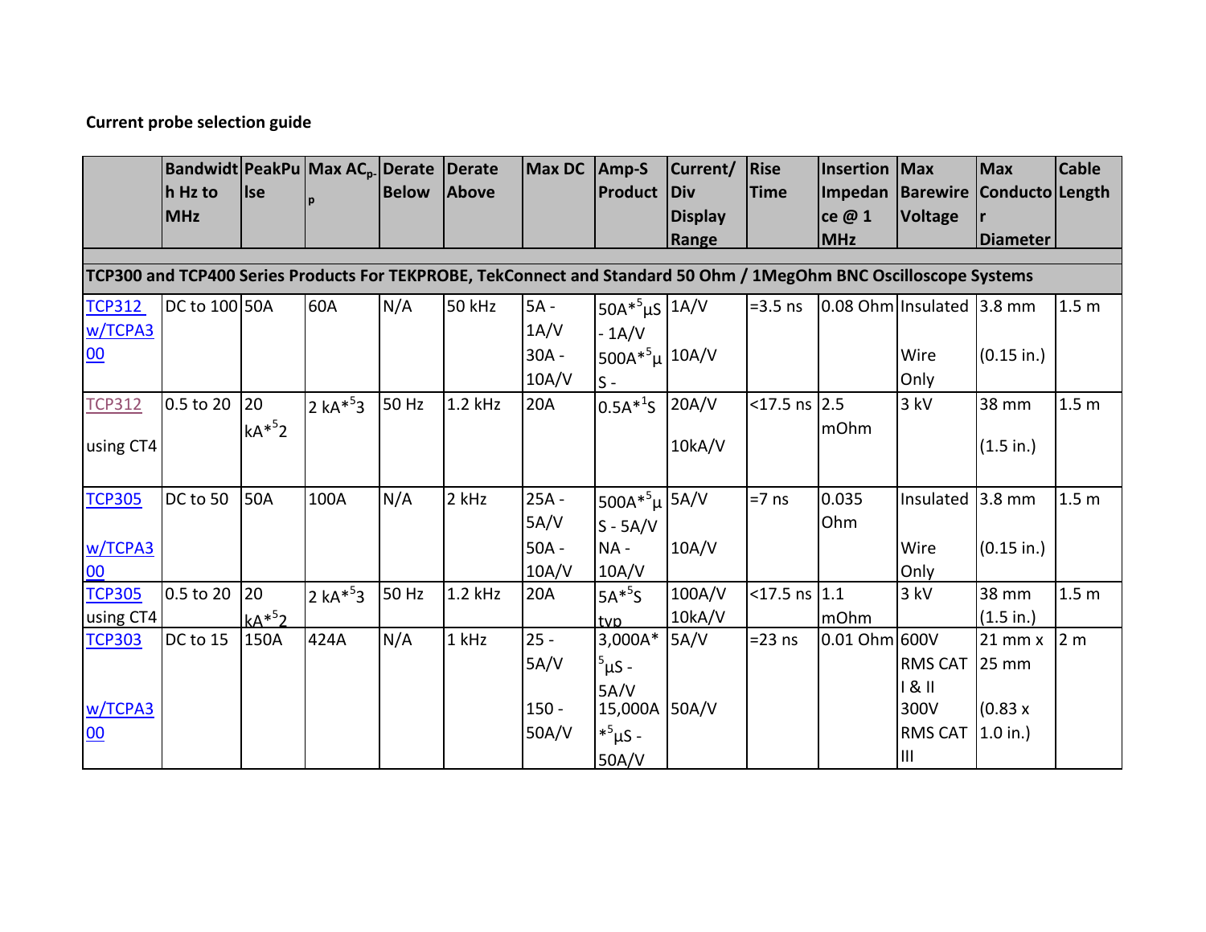**Current probe selection guide**

| | Bandwidth Hz to MHz | PeakPulse | Max AC$_{p-p}$ | Derate Below | Derate Above | Max DC | Amp-S Product | Current/ Div Display Range | Rise Time | Insertion Impedance @ 1 MHz | Max Barewire Voltage | Max Conductor Diameter | Cable Length |
|---|---|---|---|---|---|---|---|---|---|---|---|---|---|
| **TCP300 and TCP400 Series Products For TEKPROBE, TekConnect and Standard 50 Ohm / 1MegOhm BNC Oscilloscope Systems** | | | | | | | | | | | | | |
| TCP312 w/TCPA300 | DC to 100 | 50A | 60A | N/A | 50 kHz | 5A - 1A/V 30A - 10A/V | 50A*[5]µS - 1A/V 500A*[5]µS - | 1A/V 10A/V | =3.5 ns | 0.08 Ohm | Insulated Wire Only | 3.8 mm (0.15 in.) | 1.5 m |
| TCP312 using CT4 | 0.5 to 20 | 20 kA*[5]2 | 2 kA*[5]3 | 50 Hz | 1.2 kHz | 20A | 0.5A*[1]S | 20A/V 10kA/V | <17.5 ns | 2.5 mOhm | 3 kV | 38 mm (1.5 in.) | 1.5 m |
| TCP305 w/TCPA300 | DC to 50 | 50A | 100A | N/A | 2 kHz | 25A - 5A/V 50A - 10A/V | 500A*[5]µS - 5A/V NA - 10A/V | 5A/V 10A/V | =7 ns | 0.035 Ohm | Insulated Wire Only | 3.8 mm (0.15 in.) | 1.5 m |
| TCP305 using CT4 | 0.5 to 20 | 20 kA*[5]2 | 2 kA*[5]3 | 50 Hz | 1.2 kHz | 20A | 5A*[5]S typ | 100A/V 10kA/V | <17.5 ns | 1.1 mOhm | 3 kV | 38 mm (1.5 in.) | 1.5 m |
| TCP303 w/TCPA300 | DC to 15 | 150A | 424A | N/A | 1 kHz | 25 - 5A/V 150 - 50A/V | 3,000A*[5]µS - 5A/V 15,000A *[5]µS - 50A/V | 5A/V 50A/V | =23 ns | 0.01 Ohm | 600V RMS CAT I & II 300V RMS CAT III | 21 mm x 25 mm (0.83 x 1.0 in.) | 2 m |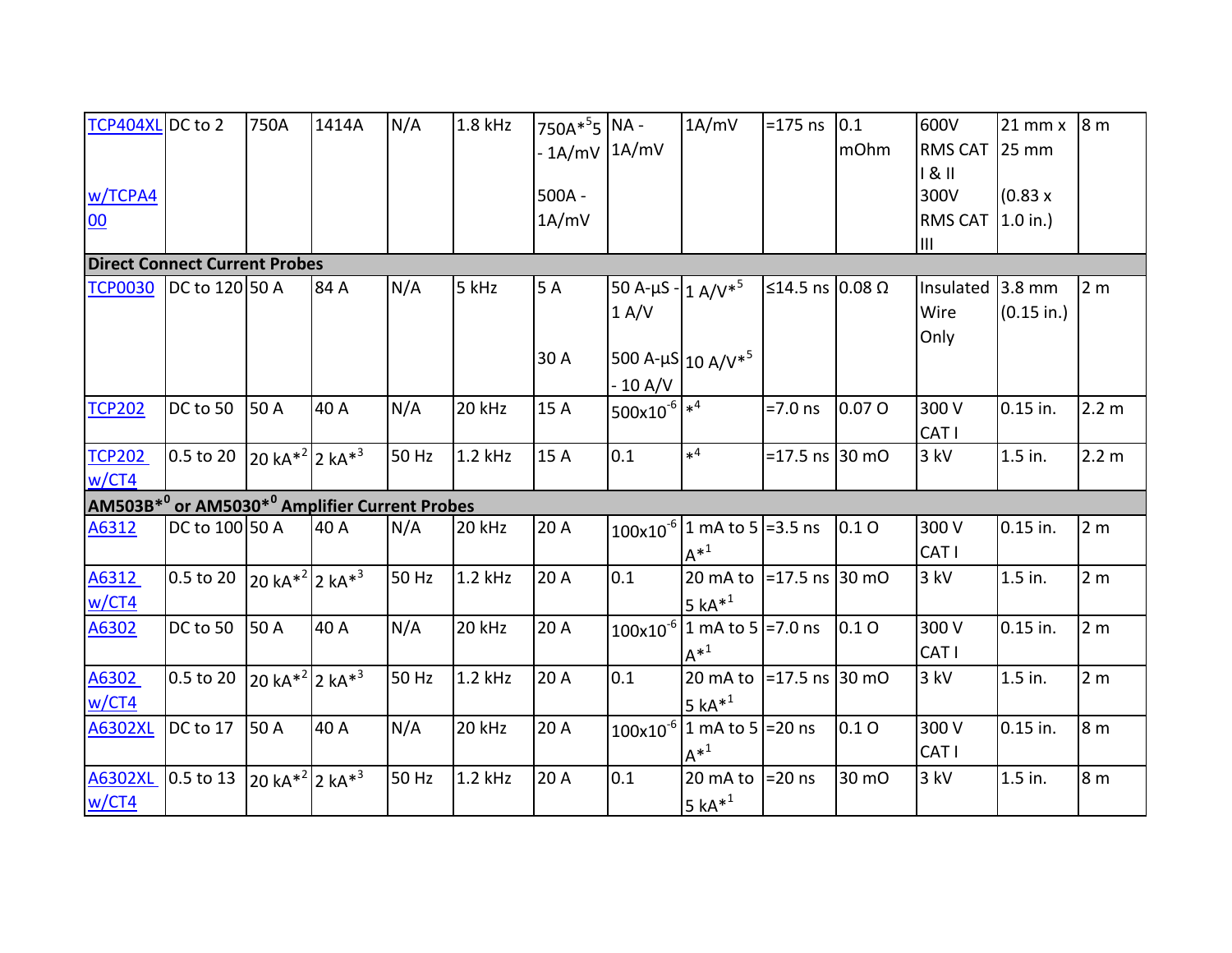| | | | | | | | | | | | | | |
|---|---|---|---|---|---|---|---|---|---|---|---|---|---|
| TCP404XL w/TCPA400 | DC to 2 | 750A | 1414A | N/A | 1.8 kHz | 750A*5 - 1A/mV 500A - 1A/mV | NA - 1A/mV | 1A/mV | =175 ns | 0.1 mOhm | 600V RMS CAT I & II 300V RMS CAT III | 21 mm x 25 mm (0.83 x 1.0 in.) | 8 m |
| **Direct Connect Current Probes** | | | | | | | | | | | | | |
| TCP0030 | DC to 120 | 50 A | 84 A | N/A | 5 kHz | 5 A 30 A | 50 A-µS - 1 A/V 500 A-µS - 10 A/V | 1 A/V*5 10 A/V*5 | ≤14.5 ns | 0.08 Ω | Insulated Wire Only | 3.8 mm (0.15 in.) | 2 m |
| TCP202 | DC to 50 | 50 A | 40 A | N/A | 20 kHz | 15 A | $500x10^{-6}$ | *4 | =7.0 ns | 0.07 O | 300 V CAT I | 0.15 in. | 2.2 m |
| TCP202 w/CT4 | 0.5 to 20 | 20 kA*2 | 2 kA*3 | 50 Hz | 1.2 kHz | 15 A | 0.1 | *4 | =17.5 ns | 30 mO | 3 kV | 1.5 in. | 2.2 m |
| **AM503B*0 or AM5030*0 Amplifier Current Probes** | | | | | | | | | | | | | |
| A6312 | DC to 100 | 50 A | 40 A | N/A | 20 kHz | 20 A | $100x10^{-6}$ | 1 mA to 5 A*1 | =3.5 ns | 0.1 O | 300 V CAT I | 0.15 in. | 2 m |
| A6312 w/CT4 | 0.5 to 20 | 20 kA*2 | 2 kA*3 | 50 Hz | 1.2 kHz | 20 A | 0.1 | 20 mA to 5 kA*1 | =17.5 ns | 30 mO | 3 kV | 1.5 in. | 2 m |
| A6302 | DC to 50 | 50 A | 40 A | N/A | 20 kHz | 20 A | $100x10^{-6}$ | 1 mA to 5 A*1 | =7.0 ns | 0.1 O | 300 V CAT I | 0.15 in. | 2 m |
| A6302 w/CT4 | 0.5 to 20 | 20 kA*2 | 2 kA*3 | 50 Hz | 1.2 kHz | 20 A | 0.1 | 20 mA to 5 kA*1 | =17.5 ns | 30 mO | 3 kV | 1.5 in. | 2 m |
| A6302XL | DC to 17 | 50 A | 40 A | N/A | 20 kHz | 20 A | $100x10^{-6}$ | 1 mA to 5 A*1 | =20 ns | 0.1 O | 300 V CAT I | 0.15 in. | 8 m |
| A6302XL w/CT4 | 0.5 to 13 | 20 kA*2 | 2 kA*3 | 50 Hz | 1.2 kHz | 20 A | 0.1 | 20 mA to 5 kA*1 | =20 ns | 30 mO | 3 kV | 1.5 in. | 8 m |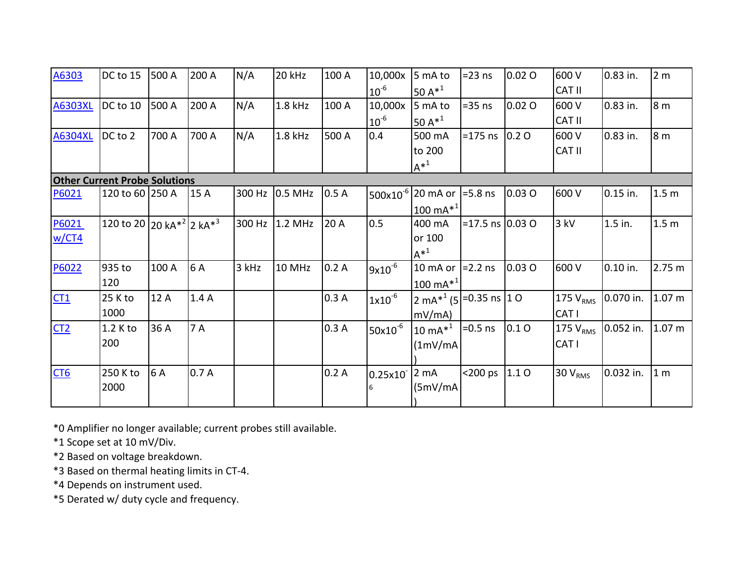| | | | | | | | | | | | | | |
|---|---|---|---|---|---|---|---|---|---|---|---|---|---|
| A6303 | DC to 15 | 500 A | 200 A | N/A | 20 kHz | 100 A | 10,000x $10^{-6}$ | 5 mA to 50 A*[1] | =23 ns | 0.02 O | 600 V CAT II | 0.83 in. | 2 m |
| A6303XL | DC to 10 | 500 A | 200 A | N/A | 1.8 kHz | 100 A | 10,000x $10^{-6}$ | 5 mA to 50 A*[1] | =35 ns | 0.02 O | 600 V CAT II | 0.83 in. | 8 m |
| A6304XL | DC to 2 | 700 A | 700 A | N/A | 1.8 kHz | 500 A | 0.4 | 500 mA to 200 A*[1] | =175 ns | 0.2 O | 600 V CAT II | 0.83 in. | 8 m |
| **Other Current Probe Solutions** | | | | | | | | | | | | | |
| P6021 | 120 to 60 | 250 A | 15 A | 300 Hz | 0.5 MHz | 0.5 A | $500x10^{-6}$ | 20 mA or 100 mA*[1] | =5.8 ns | 0.03 O | 600 V | 0.15 in. | 1.5 m |
| P6021 w/CT4 | 120 to 20 | 20 kA*[2] | 2 kA*[3] | 300 Hz | 1.2 MHz | 20 A | 0.5 | 400 mA or 100 A*[1] | =17.5 ns | 0.03 O | 3 kV | 1.5 in. | 1.5 m |
| P6022 | 935 to 120 | 100 A | 6 A | 3 kHz | 10 MHz | 0.2 A | $9x10^{-6}$ | 10 mA or 100 mA*[1] | =2.2 ns | 0.03 O | 600 V | 0.10 in. | 2.75 m |
| CT1 | 25 K to 1000 | 12 A | 1.4 A | | | 0.3 A | $1x10^{-6}$ | 2 mA*[1] (5 mV/mA) | =0.35 ns | 1 O | 175 $V_{RMS}$ CAT I | 0.070 in. | 1.07 m |
| CT2 | 1.2 K to 200 | 36 A | 7 A | | | 0.3 A | $50x10^{-6}$ | 10 mA*[1] (1mV/mA) | =0.5 ns | 0.1 O | 175 $V_{RMS}$ CAT I | 0.052 in. | 1.07 m |
| CT6 | 250 K to 2000 | 6 A | 0.7 A | | | 0.2 A | $0.25x10^{-6}$ | 2 mA (5mV/mA) | <200 ps | 1.1 O | 30 $V_{RMS}$ | 0.032 in. | 1 m |

*0 Amplifier no longer available; current probes still available.

*1 Scope set at 10 mV/Div.

*2 Based on voltage breakdown.

*3 Based on thermal heating limits in CT-4.

*4 Depends on instrument used.

*5 Derated w/ duty cycle and frequency.